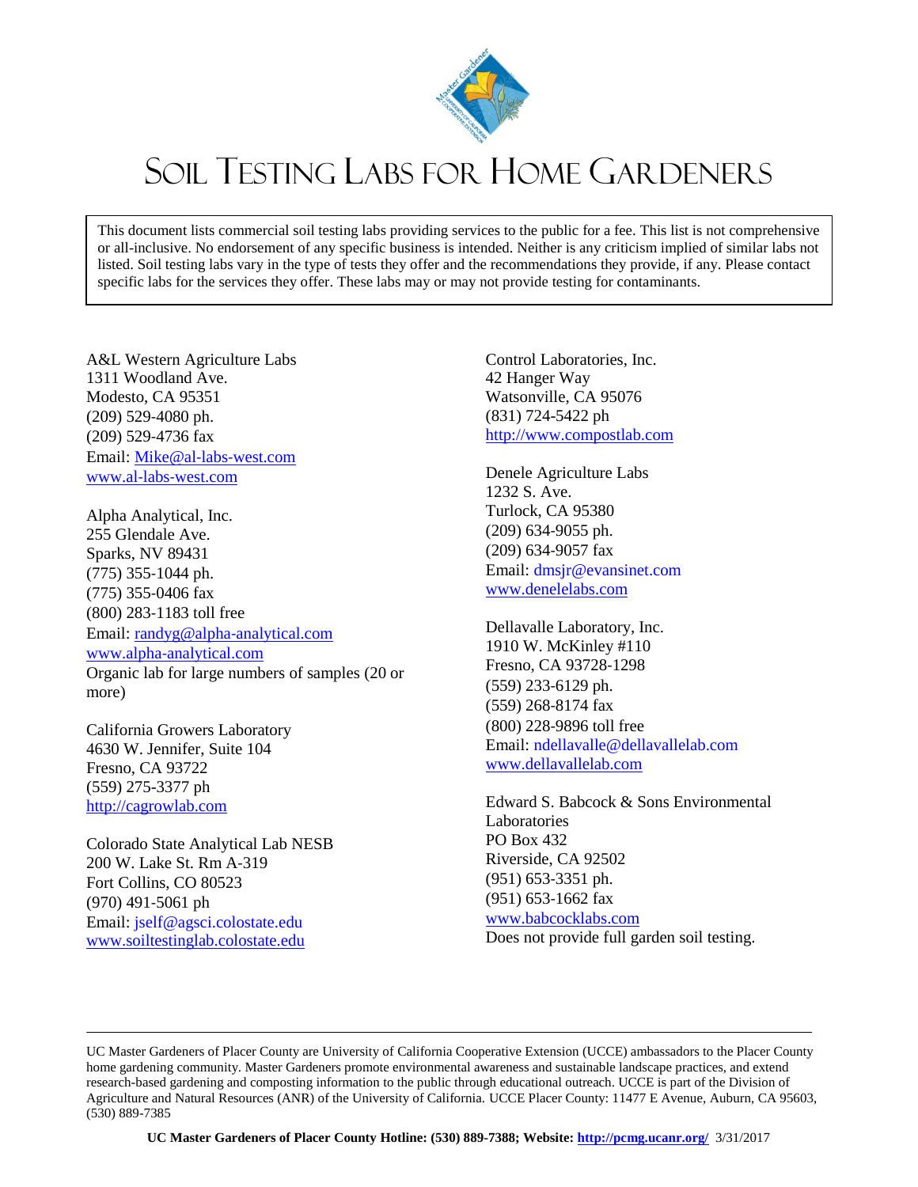# Soil Testing Labs for Home Gardeners

This document lists commercial soil testing labs providing services to the public for a fee. This list is not comprehensive or all-inclusive. No endorsement of any specific business is intended. Neither is any criticism implied of similar labs not listed. Soil testing labs vary in the type of tests they offer and the recommendations they provide, if any. Please contact specific labs for the services they offer. These labs may or may not provide testing for contaminants.

A&L Western Agriculture Labs
1311 Woodland Ave.
Modesto, CA 95351
(209) 529-4080 ph.
(209) 529-4736 fax
Email: Mike@al-labs-west.com
www.al-labs-west.com

Alpha Analytical, Inc.
255 Glendale Ave.
Sparks, NV 89431
(775) 355-1044 ph.
(775) 355-0406 fax
(800) 283-1183 toll free
Email: randyg@alpha-analytical.com
www.alpha-analytical.com
Organic lab for large numbers of samples (20 or more)

California Growers Laboratory
4630 W. Jennifer, Suite 104
Fresno, CA 93722
(559) 275-3377 ph
http://cagrowlab.com

Colorado State Analytical Lab NESB
200 W. Lake St. Rm A-319
Fort Collins, CO 80523
(970) 491-5061 ph
Email: jself@agsci.colostate.edu
www.soiltestinglab.colostate.edu

Control Laboratories, Inc.
42 Hanger Way
Watsonville, CA 95076
(831) 724-5422 ph
http://www.compostlab.com

Denele Agriculture Labs
1232 S. Ave.
Turlock, CA 95380
(209) 634-9055 ph.
(209) 634-9057 fax
Email: dmsjr@evansinet.com
www.denelelabs.com

Dellavalle Laboratory, Inc.
1910 W. McKinley #110
Fresno, CA 93728-1298
(559) 233-6129 ph.
(559) 268-8174 fax
(800) 228-9896 toll free
Email: ndellavalle@dellavallelab.com
www.dellavallelab.com

Edward S. Babcock & Sons Environmental Laboratories
PO Box 432
Riverside, CA 92502
(951) 653-3351 ph.
(951) 653-1662 fax
www.babcocklabs.com
Does not provide full garden soil testing.

---

UC Master Gardeners of Placer County are University of California Cooperative Extension (UCCE) ambassadors to the Placer County home gardening community. Master Gardeners promote environmental awareness and sustainable landscape practices, and extend research-based gardening and composting information to the public through educational outreach. UCCE is part of the Division of Agriculture and Natural Resources (ANR) of the University of California. UCCE Placer County: 11477 E Avenue, Auburn, CA 95603, (530) 889-7385

**UC Master Gardeners of Placer County Hotline: (530) 889-7388; Website: http://pcmg.ucanr.org/** 3/31/2017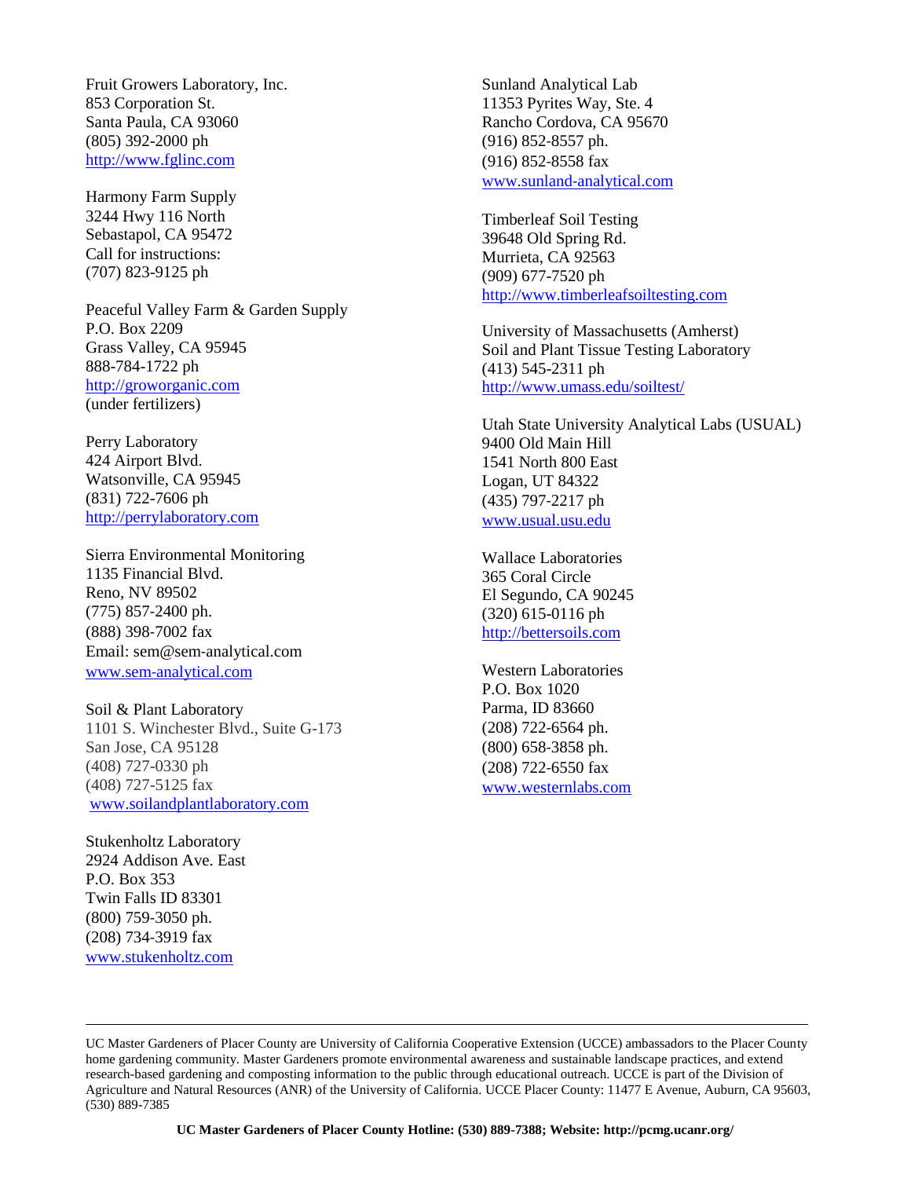Fruit Growers Laboratory, Inc.
853 Corporation St.
Santa Paula, CA 93060
(805) 392-2000 ph
http://www.fglinc.com

Harmony Farm Supply
3244 Hwy 116 North
Sebastapol, CA 95472
Call for instructions:
(707) 823-9125 ph

Peaceful Valley Farm & Garden Supply
P.O. Box 2209
Grass Valley, CA 95945
888-784-1722 ph
http://groworganic.com
(under fertilizers)

Perry Laboratory
424 Airport Blvd.
Watsonville, CA 95945
(831) 722-7606 ph
http://perrylaboratory.com

Sierra Environmental Monitoring
1135 Financial Blvd.
Reno, NV 89502
(775) 857-2400 ph.
(888) 398-7002 fax
Email: sem@sem-analytical.com
www.sem-analytical.com

Soil & Plant Laboratory
1101 S. Winchester Blvd., Suite G-173
San Jose, CA 95128
(408) 727-0330 ph
(408) 727-5125 fax
www.soilandplantlaboratory.com

Stukenholtz Laboratory
2924 Addison Ave. East
P.O. Box 353
Twin Falls ID 83301
(800) 759-3050 ph.
(208) 734-3919 fax
www.stukenholtz.com

Sunland Analytical Lab
11353 Pyrites Way, Ste. 4
Rancho Cordova, CA 95670
(916) 852-8557 ph.
(916) 852-8558 fax
www.sunland-analytical.com

Timberleaf Soil Testing
39648 Old Spring Rd.
Murrieta, CA 92563
(909) 677-7520 ph
http://www.timberleafsoiltesting.com

University of Massachusetts (Amherst)
Soil and Plant Tissue Testing Laboratory
(413) 545-2311 ph
http://www.umass.edu/soiltest/

Utah State University Analytical Labs (USUAL)
9400 Old Main Hill
1541 North 800 East
Logan, UT 84322
(435) 797-2217 ph
www.usual.usu.edu

Wallace Laboratories
365 Coral Circle
El Segundo, CA 90245
(320) 615-0116 ph
http://bettersoils.com

Western Laboratories
P.O. Box 1020
Parma, ID 83660
(208) 722-6564 ph.
(800) 658-3858 ph.
(208) 722-6550 fax
www.westernlabs.com

---

UC Master Gardeners of Placer County are University of California Cooperative Extension (UCCE) ambassadors to the Placer County home gardening community. Master Gardeners promote environmental awareness and sustainable landscape practices, and extend research-based gardening and composting information to the public through educational outreach. UCCE is part of the Division of Agriculture and Natural Resources (ANR) of the University of California. UCCE Placer County: 11477 E Avenue, Auburn, CA 95603, (530) 889-7385

**UC Master Gardeners of Placer County Hotline: (530) 889-7388; Website: http://pcmg.ucanr.org/**